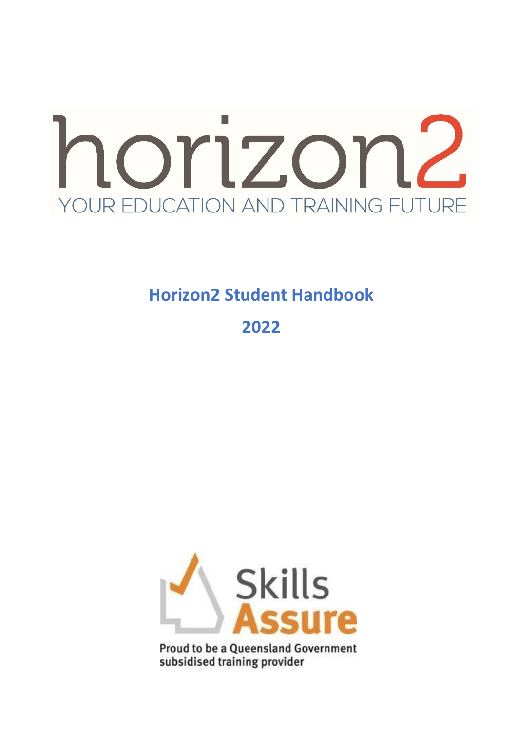horizon2

YOUR EDUCATION AND TRAINING FUTURE

# Horizon2 Student Handbook

# 2022

Skills Assure

Proud to be a Queensland Government subsidised training provider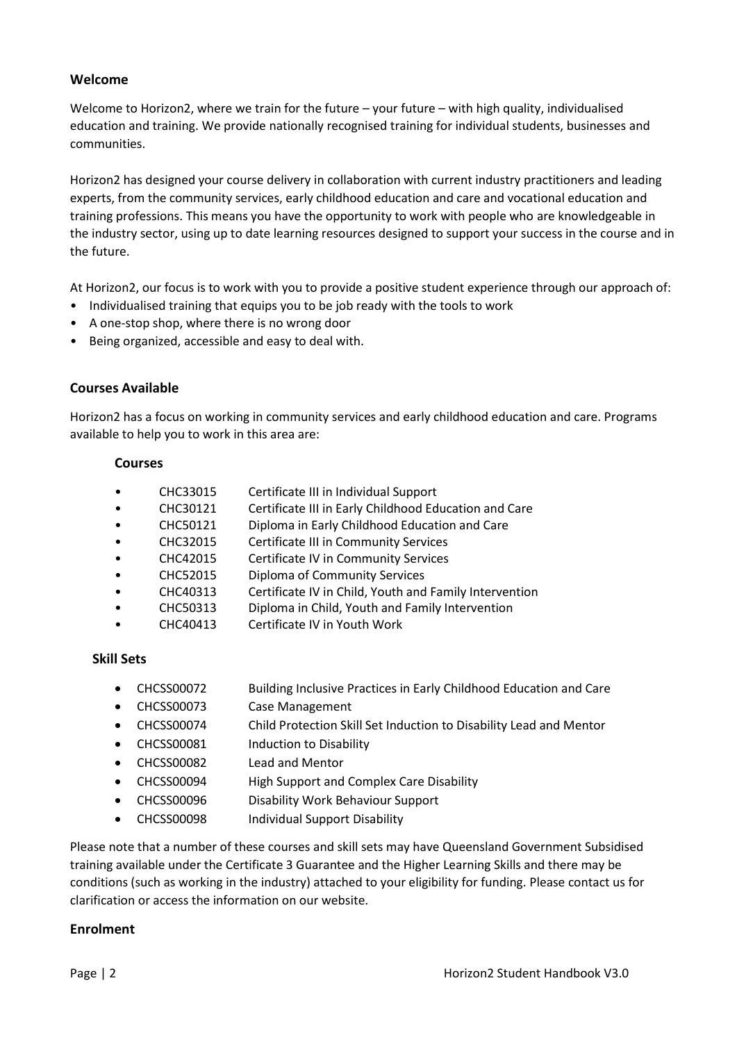## Welcome

Welcome to Horizon2, where we train for the future – your future – with high quality, individualised education and training. We provide nationally recognised training for individual students, businesses and communities.

Horizon2 has designed your course delivery in collaboration with current industry practitioners and leading experts, from the community services, early childhood education and care and vocational education and training professions. This means you have the opportunity to work with people who are knowledgeable in the industry sector, using up to date learning resources designed to support your success in the course and in the future.

At Horizon2, our focus is to work with you to provide a positive student experience through our approach of:

- Individualised training that equips you to be job ready with the tools to work
- A one-stop shop, where there is no wrong door
- Being organized, accessible and easy to deal with.

## Courses Available

Horizon2 has a focus on working in community services and early childhood education and care. Programs available to help you to work in this area are:

### Courses

- CHC33015 Certificate III in Individual Support
- CHC30121 Certificate III in Early Childhood Education and Care
- CHC50121 Diploma in Early Childhood Education and Care
- CHC32015 Certificate III in Community Services
- CHC42015 Certificate IV in Community Services
- CHC52015 Diploma of Community Services
- CHC40313 Certificate IV in Child, Youth and Family Intervention
- CHC50313 Diploma in Child, Youth and Family Intervention
- CHC40413 Certificate IV in Youth Work

### Skill Sets

- CHCSS00072 Building Inclusive Practices in Early Childhood Education and Care
- CHCSS00073 Case Management
- CHCSS00074 Child Protection Skill Set Induction to Disability Lead and Mentor
- CHCSS00081 Induction to Disability
- CHCSS00082 Lead and Mentor
- CHCSS00094 High Support and Complex Care Disability
- CHCSS00096 Disability Work Behaviour Support
- CHCSS00098 Individual Support Disability

Please note that a number of these courses and skill sets may have Queensland Government Subsidised training available under the Certificate 3 Guarantee and the Higher Learning Skills and there may be conditions (such as working in the industry) attached to your eligibility for funding. Please contact us for clarification or access the information on our website.

## Enrolment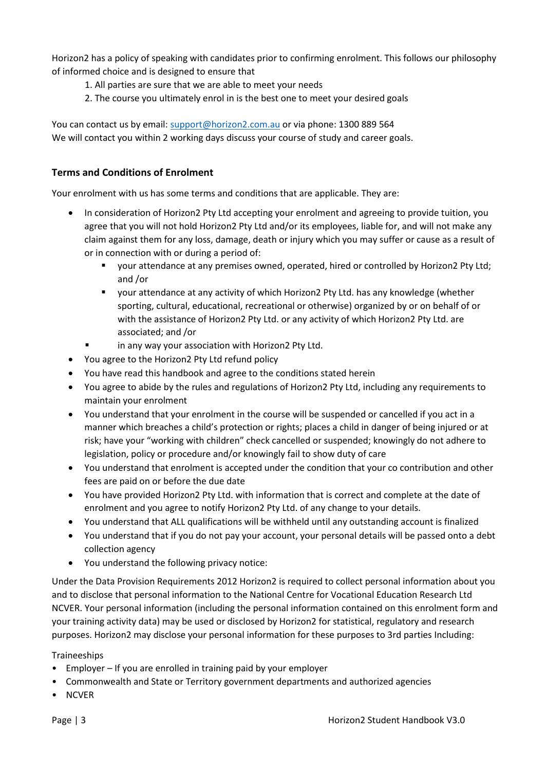Horizon2 has a policy of speaking with candidates prior to confirming enrolment. This follows our philosophy of informed choice and is designed to ensure that

1. All parties are sure that we are able to meet your needs
2. The course you ultimately enrol in is the best one to meet your desired goals

You can contact us by email: support@horizon2.com.au or via phone: 1300 889 564
We will contact you within 2 working days discuss your course of study and career goals.

## Terms and Conditions of Enrolment

Your enrolment with us has some terms and conditions that are applicable. They are:

- In consideration of Horizon2 Pty Ltd accepting your enrolment and agreeing to provide tuition, you agree that you will not hold Horizon2 Pty Ltd and/or its employees, liable for, and will not make any claim against them for any loss, damage, death or injury which you may suffer or cause as a result of or in connection with or during a period of:
  - your attendance at any premises owned, operated, hired or controlled by Horizon2 Pty Ltd; and /or
  - your attendance at any activity of which Horizon2 Pty Ltd. has any knowledge (whether sporting, cultural, educational, recreational or otherwise) organized by or on behalf of or with the assistance of Horizon2 Pty Ltd. or any activity of which Horizon2 Pty Ltd. are associated; and /or
  - in any way your association with Horizon2 Pty Ltd.
- You agree to the Horizon2 Pty Ltd refund policy
- You have read this handbook and agree to the conditions stated herein
- You agree to abide by the rules and regulations of Horizon2 Pty Ltd, including any requirements to maintain your enrolment
- You understand that your enrolment in the course will be suspended or cancelled if you act in a manner which breaches a child's protection or rights; places a child in danger of being injured or at risk; have your "working with children" check cancelled or suspended; knowingly do not adhere to legislation, policy or procedure and/or knowingly fail to show duty of care
- You understand that enrolment is accepted under the condition that your co contribution and other fees are paid on or before the due date
- You have provided Horizon2 Pty Ltd. with information that is correct and complete at the date of enrolment and you agree to notify Horizon2 Pty Ltd. of any change to your details.
- You understand that ALL qualifications will be withheld until any outstanding account is finalized
- You understand that if you do not pay your account, your personal details will be passed onto a debt collection agency
- You understand the following privacy notice:

Under the Data Provision Requirements 2012 Horizon2 is required to collect personal information about you and to disclose that personal information to the National Centre for Vocational Education Research Ltd NCVER. Your personal information (including the personal information contained on this enrolment form and your training activity data) may be used or disclosed by Horizon2 for statistical, regulatory and research purposes. Horizon2 may disclose your personal information for these purposes to 3rd parties Including:

Traineeships

- Employer – If you are enrolled in training paid by your employer
- Commonwealth and State or Territory government departments and authorized agencies
- NCVER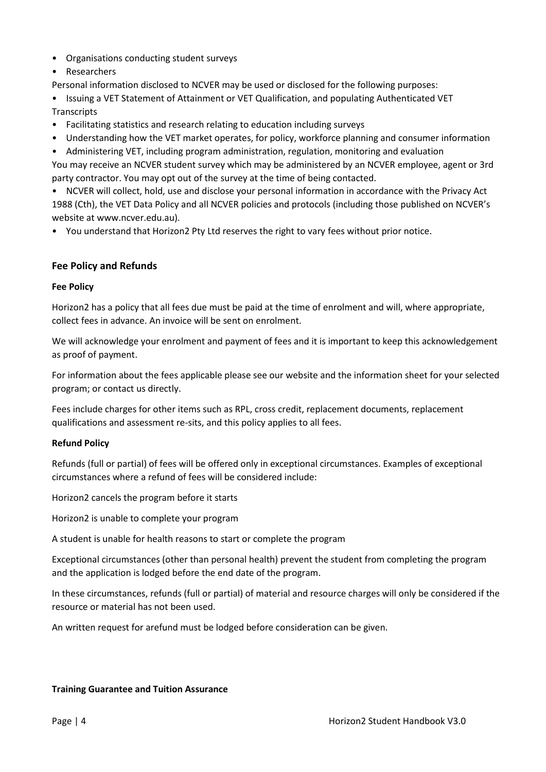- Organisations conducting student surveys
- Researchers

Personal information disclosed to NCVER may be used or disclosed for the following purposes:

- Issuing a VET Statement of Attainment or VET Qualification, and populating Authenticated VET Transcripts
- Facilitating statistics and research relating to education including surveys
- Understanding how the VET market operates, for policy, workforce planning and consumer information
- Administering VET, including program administration, regulation, monitoring and evaluation

You may receive an NCVER student survey which may be administered by an NCVER employee, agent or 3rd party contractor. You may opt out of the survey at the time of being contacted.

- NCVER will collect, hold, use and disclose your personal information in accordance with the Privacy Act 1988 (Cth), the VET Data Policy and all NCVER policies and protocols (including those published on NCVER's website at www.ncver.edu.au).
- You understand that Horizon2 Pty Ltd reserves the right to vary fees without prior notice.

## Fee Policy and Refunds

### Fee Policy

Horizon2 has a policy that all fees due must be paid at the time of enrolment and will, where appropriate, collect fees in advance. An invoice will be sent on enrolment.

We will acknowledge your enrolment and payment of fees and it is important to keep this acknowledgement as proof of payment.

For information about the fees applicable please see our website and the information sheet for your selected program; or contact us directly.

Fees include charges for other items such as RPL, cross credit, replacement documents, replacement qualifications and assessment re-sits, and this policy applies to all fees.

### Refund Policy

Refunds (full or partial) of fees will be offered only in exceptional circumstances. Examples of exceptional circumstances where a refund of fees will be considered include:

Horizon2 cancels the program before it starts

Horizon2 is unable to complete your program

A student is unable for health reasons to start or complete the program

Exceptional circumstances (other than personal health) prevent the student from completing the program and the application is lodged before the end date of the program.

In these circumstances, refunds (full or partial) of material and resource charges will only be considered if the resource or material has not been used.

An written request for arefund must be lodged before consideration can be given.

### Training Guarantee and Tuition Assurance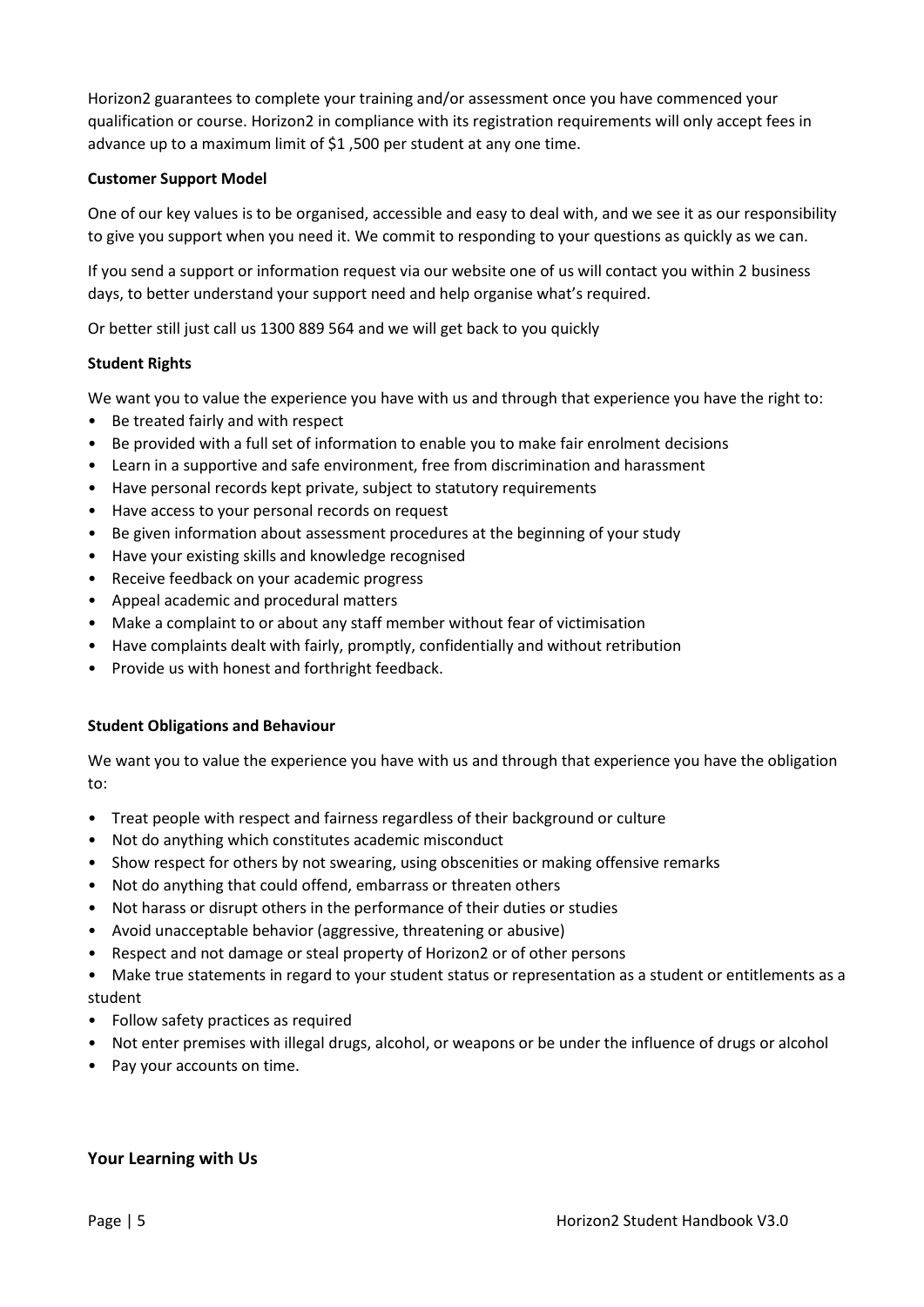Horizon2 guarantees to complete your training and/or assessment once you have commenced your qualification or course. Horizon2 in compliance with its registration requirements will only accept fees in advance up to a maximum limit of $1 ,500 per student at any one time.

**Customer Support Model**

One of our key values is to be organised, accessible and easy to deal with, and we see it as our responsibility to give you support when you need it. We commit to responding to your questions as quickly as we can.

If you send a support or information request via our website one of us will contact you within 2 business days, to better understand your support need and help organise what's required.

Or better still just call us 1300 889 564 and we will get back to you quickly

**Student Rights**

We want you to value the experience you have with us and through that experience you have the right to:

- Be treated fairly and with respect
- Be provided with a full set of information to enable you to make fair enrolment decisions
- Learn in a supportive and safe environment, free from discrimination and harassment
- Have personal records kept private, subject to statutory requirements
- Have access to your personal records on request
- Be given information about assessment procedures at the beginning of your study
- Have your existing skills and knowledge recognised
- Receive feedback on your academic progress
- Appeal academic and procedural matters
- Make a complaint to or about any staff member without fear of victimisation
- Have complaints dealt with fairly, promptly, confidentially and without retribution
- Provide us with honest and forthright feedback.

**Student Obligations and Behaviour**

We want you to value the experience you have with us and through that experience you have the obligation to:

- Treat people with respect and fairness regardless of their background or culture
- Not do anything which constitutes academic misconduct
- Show respect for others by not swearing, using obscenities or making offensive remarks
- Not do anything that could offend, embarrass or threaten others
- Not harass or disrupt others in the performance of their duties or studies
- Avoid unacceptable behavior (aggressive, threatening or abusive)
- Respect and not damage or steal property of Horizon2 or of other persons
- Make true statements in regard to your student status or representation as a student or entitlements as a student
- Follow safety practices as required
- Not enter premises with illegal drugs, alcohol, or weapons or be under the influence of drugs or alcohol
- Pay your accounts on time.

## Your Learning with Us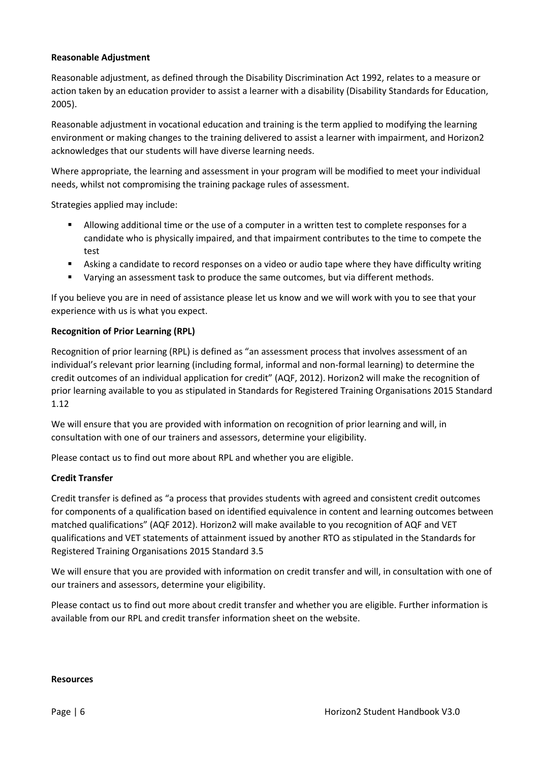**Reasonable Adjustment**

Reasonable adjustment, as defined through the Disability Discrimination Act 1992, relates to a measure or action taken by an education provider to assist a learner with a disability (Disability Standards for Education, 2005).

Reasonable adjustment in vocational education and training is the term applied to modifying the learning environment or making changes to the training delivered to assist a learner with impairment, and Horizon2 acknowledges that our students will have diverse learning needs.

Where appropriate, the learning and assessment in your program will be modified to meet your individual needs, whilst not compromising the training package rules of assessment.

Strategies applied may include:

- Allowing additional time or the use of a computer in a written test to complete responses for a candidate who is physically impaired, and that impairment contributes to the time to compete the test
- Asking a candidate to record responses on a video or audio tape where they have difficulty writing
- Varying an assessment task to produce the same outcomes, but via different methods.

If you believe you are in need of assistance please let us know and we will work with you to see that your experience with us is what you expect.

**Recognition of Prior Learning (RPL)**

Recognition of prior learning (RPL) is defined as "an assessment process that involves assessment of an individual's relevant prior learning (including formal, informal and non-formal learning) to determine the credit outcomes of an individual application for credit" (AQF, 2012). Horizon2 will make the recognition of prior learning available to you as stipulated in Standards for Registered Training Organisations 2015 Standard 1.12

We will ensure that you are provided with information on recognition of prior learning and will, in consultation with one of our trainers and assessors, determine your eligibility.

Please contact us to find out more about RPL and whether you are eligible.

**Credit Transfer**

Credit transfer is defined as "a process that provides students with agreed and consistent credit outcomes for components of a qualification based on identified equivalence in content and learning outcomes between matched qualifications" (AQF 2012). Horizon2 will make available to you recognition of AQF and VET qualifications and VET statements of attainment issued by another RTO as stipulated in the Standards for Registered Training Organisations 2015 Standard 3.5

We will ensure that you are provided with information on credit transfer and will, in consultation with one of our trainers and assessors, determine your eligibility.

Please contact us to find out more about credit transfer and whether you are eligible. Further information is available from our RPL and credit transfer information sheet on the website.

**Resources**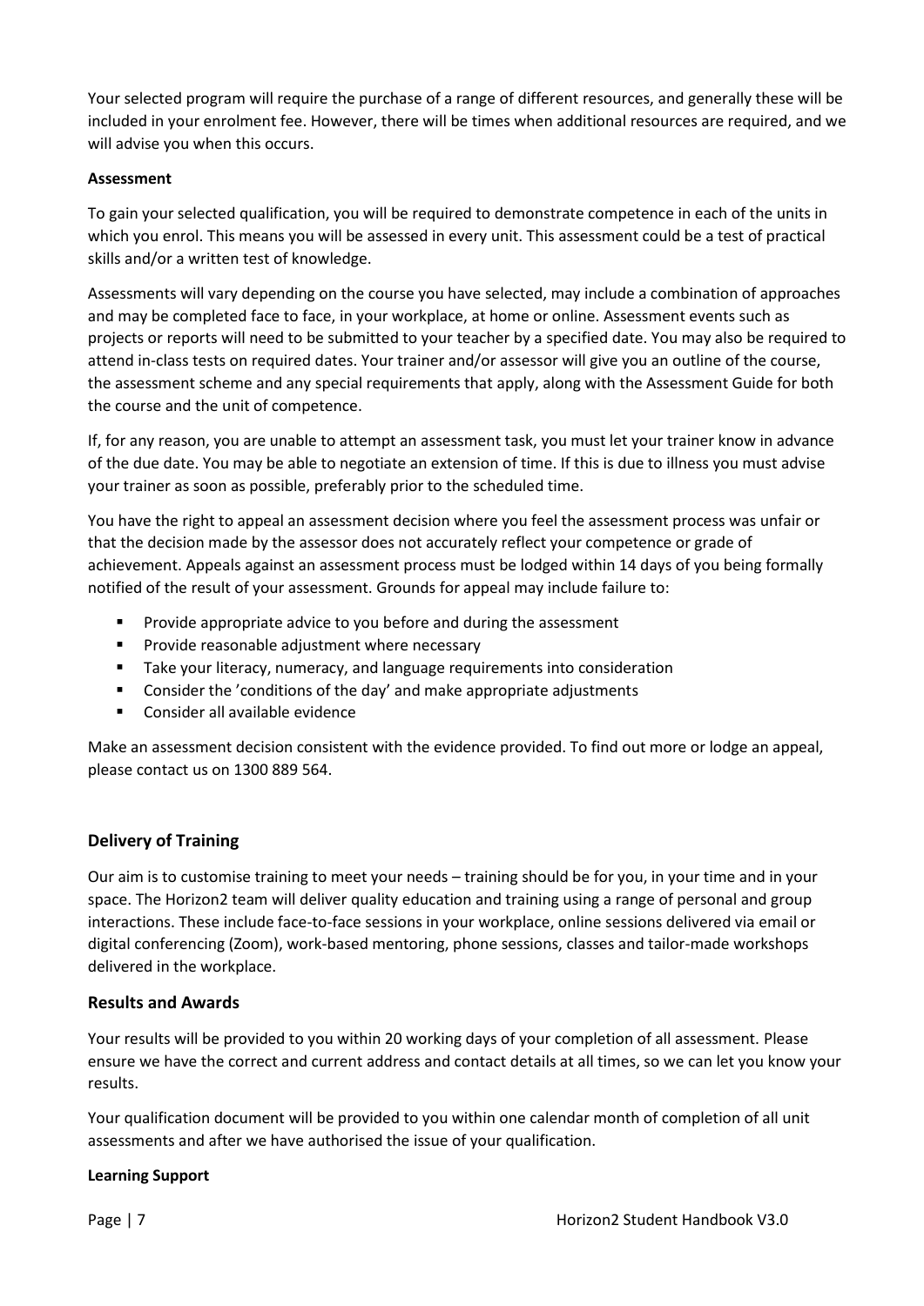Your selected program will require the purchase of a range of different resources, and generally these will be included in your enrolment fee. However, there will be times when additional resources are required, and we will advise you when this occurs.

**Assessment**

To gain your selected qualification, you will be required to demonstrate competence in each of the units in which you enrol. This means you will be assessed in every unit. This assessment could be a test of practical skills and/or a written test of knowledge.

Assessments will vary depending on the course you have selected, may include a combination of approaches and may be completed face to face, in your workplace, at home or online. Assessment events such as projects or reports will need to be submitted to your teacher by a specified date. You may also be required to attend in-class tests on required dates. Your trainer and/or assessor will give you an outline of the course, the assessment scheme and any special requirements that apply, along with the Assessment Guide for both the course and the unit of competence.

If, for any reason, you are unable to attempt an assessment task, you must let your trainer know in advance of the due date. You may be able to negotiate an extension of time. If this is due to illness you must advise your trainer as soon as possible, preferably prior to the scheduled time.

You have the right to appeal an assessment decision where you feel the assessment process was unfair or that the decision made by the assessor does not accurately reflect your competence or grade of achievement. Appeals against an assessment process must be lodged within 14 days of you being formally notified of the result of your assessment. Grounds for appeal may include failure to:

- Provide appropriate advice to you before and during the assessment
- Provide reasonable adjustment where necessary
- Take your literacy, numeracy, and language requirements into consideration
- Consider the 'conditions of the day' and make appropriate adjustments
- Consider all available evidence

Make an assessment decision consistent with the evidence provided. To find out more or lodge an appeal, please contact us on 1300 889 564.

## Delivery of Training

Our aim is to customise training to meet your needs – training should be for you, in your time and in your space. The Horizon2 team will deliver quality education and training using a range of personal and group interactions. These include face-to-face sessions in your workplace, online sessions delivered via email or digital conferencing (Zoom), work-based mentoring, phone sessions, classes and tailor-made workshops delivered in the workplace.

## Results and Awards

Your results will be provided to you within 20 working days of your completion of all assessment. Please ensure we have the correct and current address and contact details at all times, so we can let you know your results.

Your qualification document will be provided to you within one calendar month of completion of all unit assessments and after we have authorised the issue of your qualification.

**Learning Support**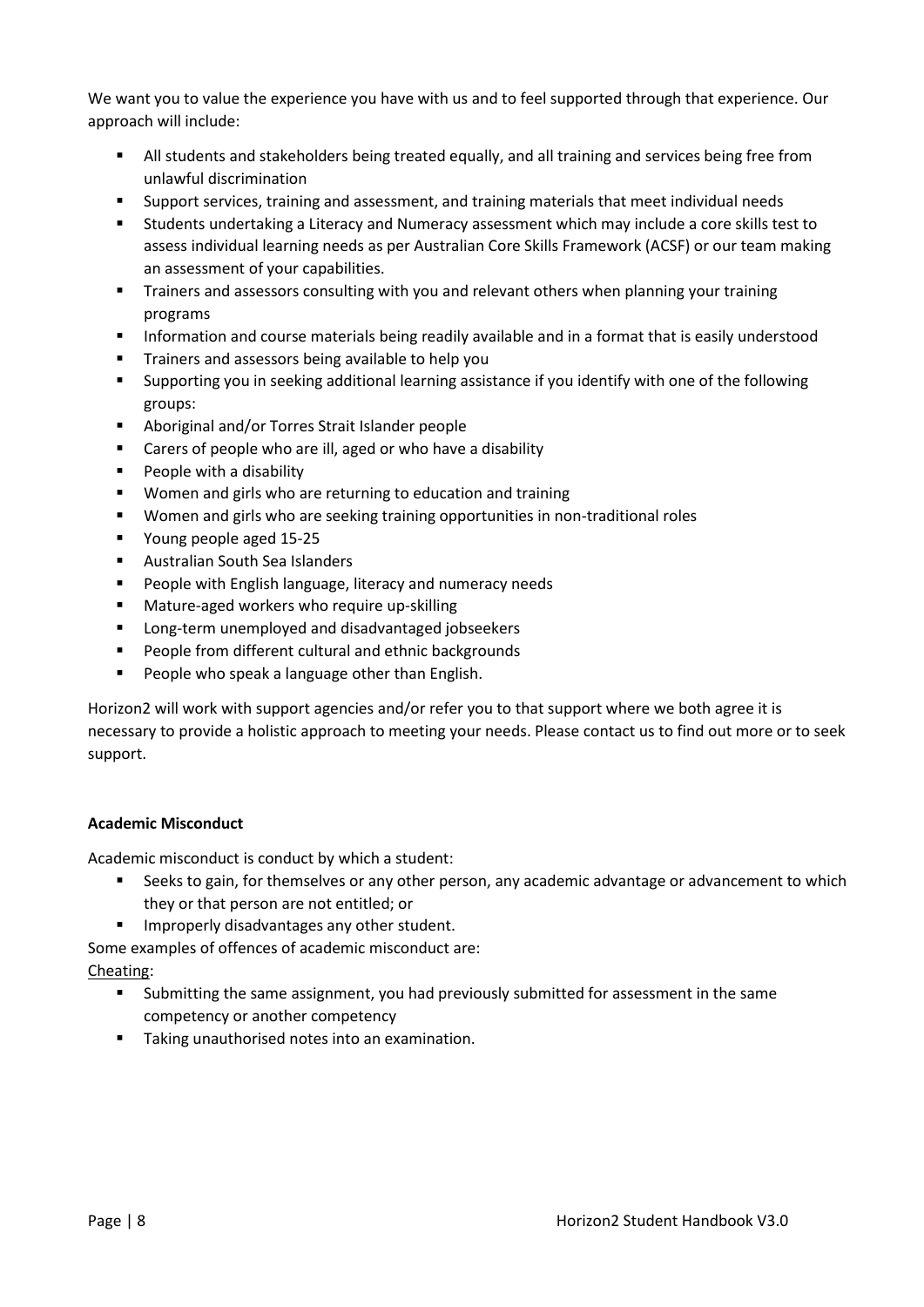We want you to value the experience you have with us and to feel supported through that experience. Our approach will include:

- All students and stakeholders being treated equally, and all training and services being free from unlawful discrimination
- Support services, training and assessment, and training materials that meet individual needs
- Students undertaking a Literacy and Numeracy assessment which may include a core skills test to assess individual learning needs as per Australian Core Skills Framework (ACSF) or our team making an assessment of your capabilities.
- Trainers and assessors consulting with you and relevant others when planning your training programs
- Information and course materials being readily available and in a format that is easily understood
- Trainers and assessors being available to help you
- Supporting you in seeking additional learning assistance if you identify with one of the following groups:
- Aboriginal and/or Torres Strait Islander people
- Carers of people who are ill, aged or who have a disability
- People with a disability
- Women and girls who are returning to education and training
- Women and girls who are seeking training opportunities in non-traditional roles
- Young people aged 15-25
- Australian South Sea Islanders
- People with English language, literacy and numeracy needs
- Mature-aged workers who require up-skilling
- Long-term unemployed and disadvantaged jobseekers
- People from different cultural and ethnic backgrounds
- People who speak a language other than English.

Horizon2 will work with support agencies and/or refer you to that support where we both agree it is necessary to provide a holistic approach to meeting your needs. Please contact us to find out more or to seek support.

**Academic Misconduct**

Academic misconduct is conduct by which a student:

- Seeks to gain, for themselves or any other person, any academic advantage or advancement to which they or that person are not entitled; or
- Improperly disadvantages any other student.

Some examples of offences of academic misconduct are:

Cheating:

- Submitting the same assignment, you had previously submitted for assessment in the same competency or another competency
- Taking unauthorised notes into an examination.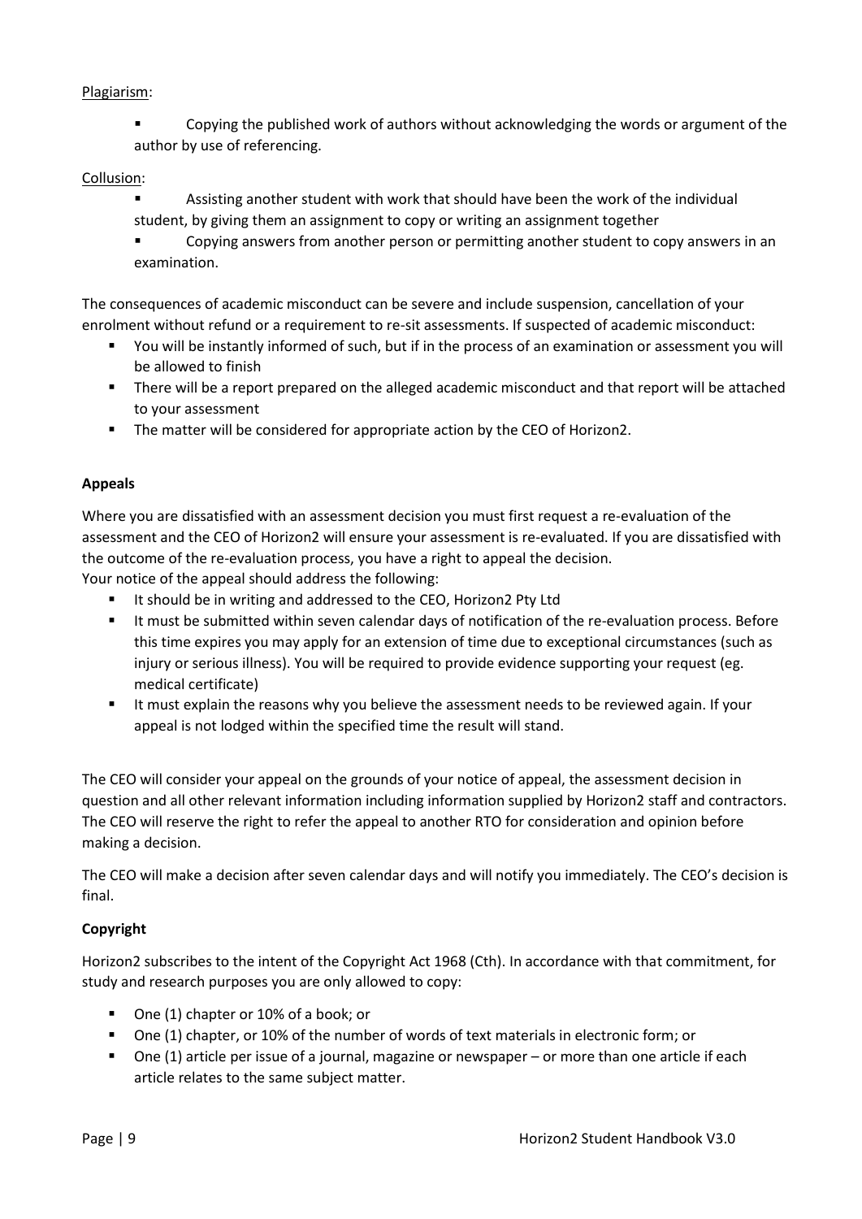Plagiarism:

- Copying the published work of authors without acknowledging the words or argument of the author by use of referencing.

Collusion:

- Assisting another student with work that should have been the work of the individual student, by giving them an assignment to copy or writing an assignment together
- Copying answers from another person or permitting another student to copy answers in an examination.

The consequences of academic misconduct can be severe and include suspension, cancellation of your enrolment without refund or a requirement to re-sit assessments. If suspected of academic misconduct:

- You will be instantly informed of such, but if in the process of an examination or assessment you will be allowed to finish
- There will be a report prepared on the alleged academic misconduct and that report will be attached to your assessment
- The matter will be considered for appropriate action by the CEO of Horizon2.

**Appeals**

Where you are dissatisfied with an assessment decision you must first request a re-evaluation of the assessment and the CEO of Horizon2 will ensure your assessment is re-evaluated. If you are dissatisfied with the outcome of the re-evaluation process, you have a right to appeal the decision.
Your notice of the appeal should address the following:

- It should be in writing and addressed to the CEO, Horizon2 Pty Ltd
- It must be submitted within seven calendar days of notification of the re-evaluation process. Before this time expires you may apply for an extension of time due to exceptional circumstances (such as injury or serious illness). You will be required to provide evidence supporting your request (eg. medical certificate)
- It must explain the reasons why you believe the assessment needs to be reviewed again. If your appeal is not lodged within the specified time the result will stand.

The CEO will consider your appeal on the grounds of your notice of appeal, the assessment decision in question and all other relevant information including information supplied by Horizon2 staff and contractors. The CEO will reserve the right to refer the appeal to another RTO for consideration and opinion before making a decision.

The CEO will make a decision after seven calendar days and will notify you immediately. The CEO's decision is final.

**Copyright**

Horizon2 subscribes to the intent of the Copyright Act 1968 (Cth). In accordance with that commitment, for study and research purposes you are only allowed to copy:

- One (1) chapter or 10% of a book; or
- One (1) chapter, or 10% of the number of words of text materials in electronic form; or
- One (1) article per issue of a journal, magazine or newspaper – or more than one article if each article relates to the same subject matter.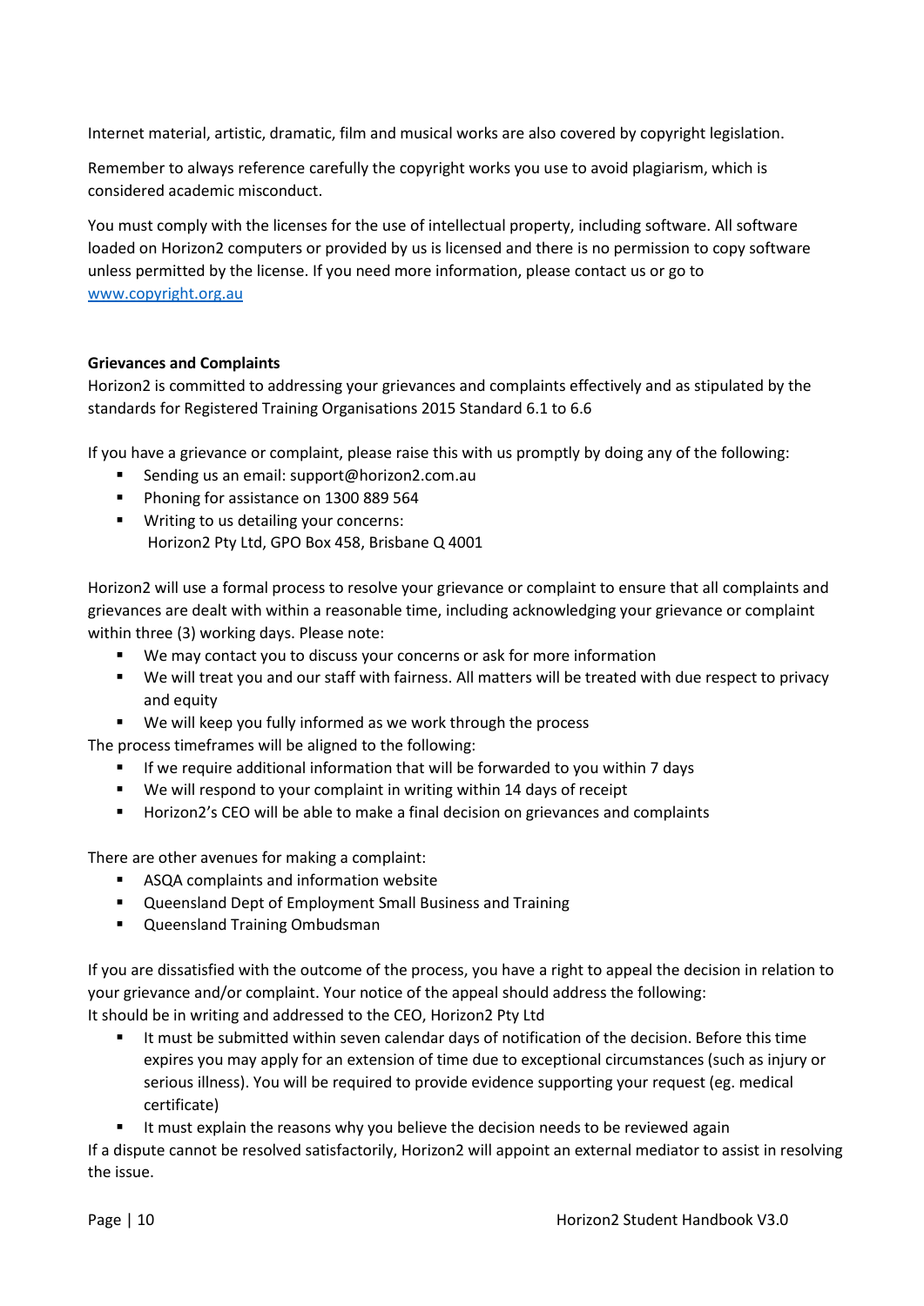Internet material, artistic, dramatic, film and musical works are also covered by copyright legislation.

Remember to always reference carefully the copyright works you use to avoid plagiarism, which is considered academic misconduct.

You must comply with the licenses for the use of intellectual property, including software. All software loaded on Horizon2 computers or provided by us is licensed and there is no permission to copy software unless permitted by the license. If you need more information, please contact us or go to [www.copyright.org.au](www.copyright.org.au)

**Grievances and Complaints**

Horizon2 is committed to addressing your grievances and complaints effectively and as stipulated by the standards for Registered Training Organisations 2015 Standard 6.1 to 6.6

If you have a grievance or complaint, please raise this with us promptly by doing any of the following:

- Sending us an email: support@horizon2.com.au
- Phoning for assistance on 1300 889 564
- Writing to us detailing your concerns:
  Horizon2 Pty Ltd, GPO Box 458, Brisbane Q 4001

Horizon2 will use a formal process to resolve your grievance or complaint to ensure that all complaints and grievances are dealt with within a reasonable time, including acknowledging your grievance or complaint within three (3) working days. Please note:

- We may contact you to discuss your concerns or ask for more information
- We will treat you and our staff with fairness. All matters will be treated with due respect to privacy and equity
- We will keep you fully informed as we work through the process

The process timeframes will be aligned to the following:

- If we require additional information that will be forwarded to you within 7 days
- We will respond to your complaint in writing within 14 days of receipt
- Horizon2's CEO will be able to make a final decision on grievances and complaints

There are other avenues for making a complaint:

- ASQA complaints and information website
- Queensland Dept of Employment Small Business and Training
- Queensland Training Ombudsman

If you are dissatisfied with the outcome of the process, you have a right to appeal the decision in relation to your grievance and/or complaint. Your notice of the appeal should address the following:

It should be in writing and addressed to the CEO, Horizon2 Pty Ltd

- It must be submitted within seven calendar days of notification of the decision. Before this time expires you may apply for an extension of time due to exceptional circumstances (such as injury or serious illness). You will be required to provide evidence supporting your request (eg. medical certificate)
- It must explain the reasons why you believe the decision needs to be reviewed again

If a dispute cannot be resolved satisfactorily, Horizon2 will appoint an external mediator to assist in resolving the issue.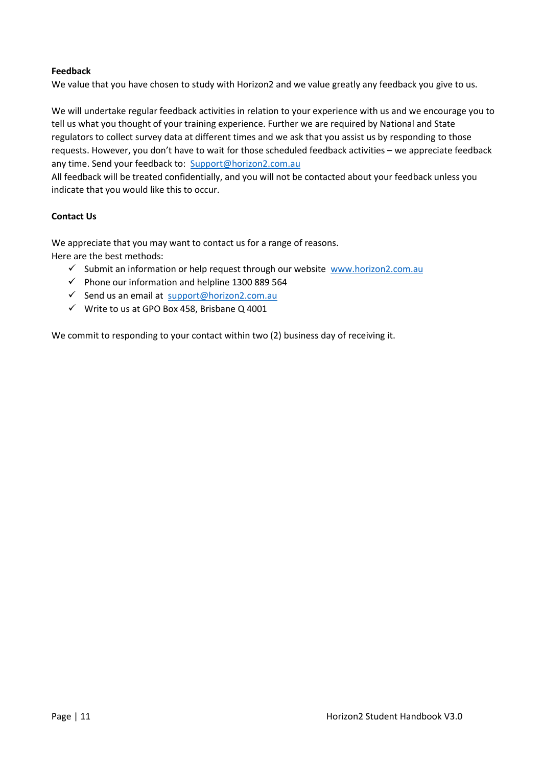**Feedback**

We value that you have chosen to study with Horizon2 and we value greatly any feedback you give to us.

We will undertake regular feedback activities in relation to your experience with us and we encourage you to tell us what you thought of your training experience. Further we are required by National and State regulators to collect survey data at different times and we ask that you assist us by responding to those requests. However, you don't have to wait for those scheduled feedback activities – we appreciate feedback any time. Send your feedback to: [Support@horizon2.com.au](mailto:Support@horizon2.com.au)
All feedback will be treated confidentially, and you will not be contacted about your feedback unless you indicate that you would like this to occur.

**Contact Us**

We appreciate that you may want to contact us for a range of reasons.
Here are the best methods:

- ✓ Submit an information or help request through our website [www.horizon2.com.au](http://www.horizon2.com.au)
- ✓ Phone our information and helpline 1300 889 564
- ✓ Send us an email at [support@horizon2.com.au](mailto:support@horizon2.com.au)
- ✓ Write to us at GPO Box 458, Brisbane Q 4001

We commit to responding to your contact within two (2) business day of receiving it.